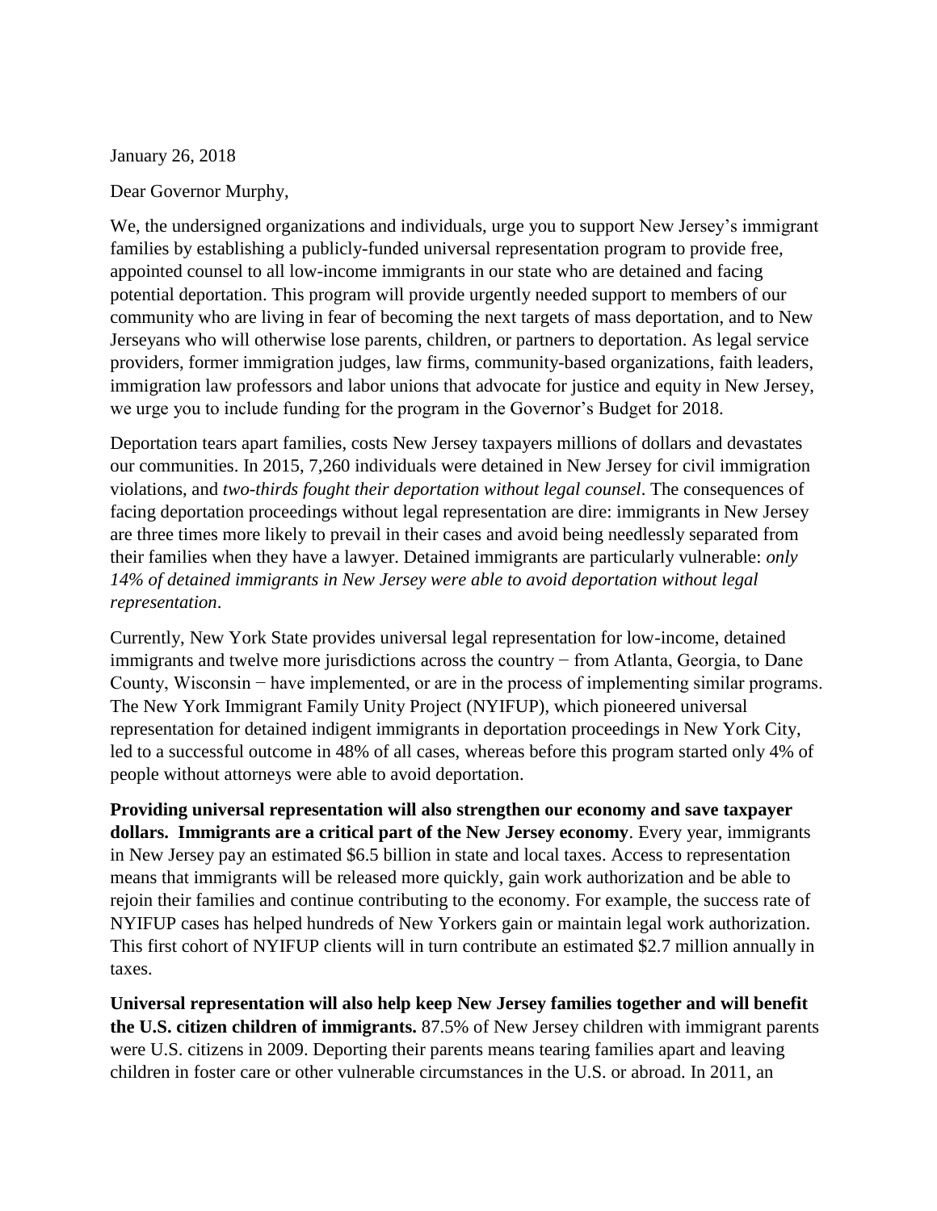January 26, 2018

Dear Governor Murphy,

We, the undersigned organizations and individuals, urge you to support New Jersey's immigrant families by establishing a publicly-funded universal representation program to provide free, appointed counsel to all low-income immigrants in our state who are detained and facing potential deportation. This program will provide urgently needed support to members of our community who are living in fear of becoming the next targets of mass deportation, and to New Jerseyans who will otherwise lose parents, children, or partners to deportation. As legal service providers, former immigration judges, law firms, community-based organizations, faith leaders, immigration law professors and labor unions that advocate for justice and equity in New Jersey, we urge you to include funding for the program in the Governor's Budget for 2018.

Deportation tears apart families, costs New Jersey taxpayers millions of dollars and devastates our communities. In 2015, 7,260 individuals were detained in New Jersey for civil immigration violations, and *two-thirds fought their deportation without legal counsel*. The consequences of facing deportation proceedings without legal representation are dire: immigrants in New Jersey are three times more likely to prevail in their cases and avoid being needlessly separated from their families when they have a lawyer. Detained immigrants are particularly vulnerable: *only 14% of detained immigrants in New Jersey were able to avoid deportation without legal representation*.

Currently, New York State provides universal legal representation for low-income, detained immigrants and twelve more jurisdictions across the country − from Atlanta, Georgia, to Dane County, Wisconsin − have implemented, or are in the process of implementing similar programs. The New York Immigrant Family Unity Project (NYIFUP), which pioneered universal representation for detained indigent immigrants in deportation proceedings in New York City, led to a successful outcome in 48% of all cases, whereas before this program started only 4% of people without attorneys were able to avoid deportation.

**Providing universal representation will also strengthen our economy and save taxpayer dollars. Immigrants are a critical part of the New Jersey economy**. Every year, immigrants in New Jersey pay an estimated $6.5 billion in state and local taxes. Access to representation means that immigrants will be released more quickly, gain work authorization and be able to rejoin their families and continue contributing to the economy. For example, the success rate of NYIFUP cases has helped hundreds of New Yorkers gain or maintain legal work authorization. This first cohort of NYIFUP clients will in turn contribute an estimated $2.7 million annually in taxes.

**Universal representation will also help keep New Jersey families together and will benefit the U.S. citizen children of immigrants.** 87.5% of New Jersey children with immigrant parents were U.S. citizens in 2009. Deporting their parents means tearing families apart and leaving children in foster care or other vulnerable circumstances in the U.S. or abroad. In 2011, an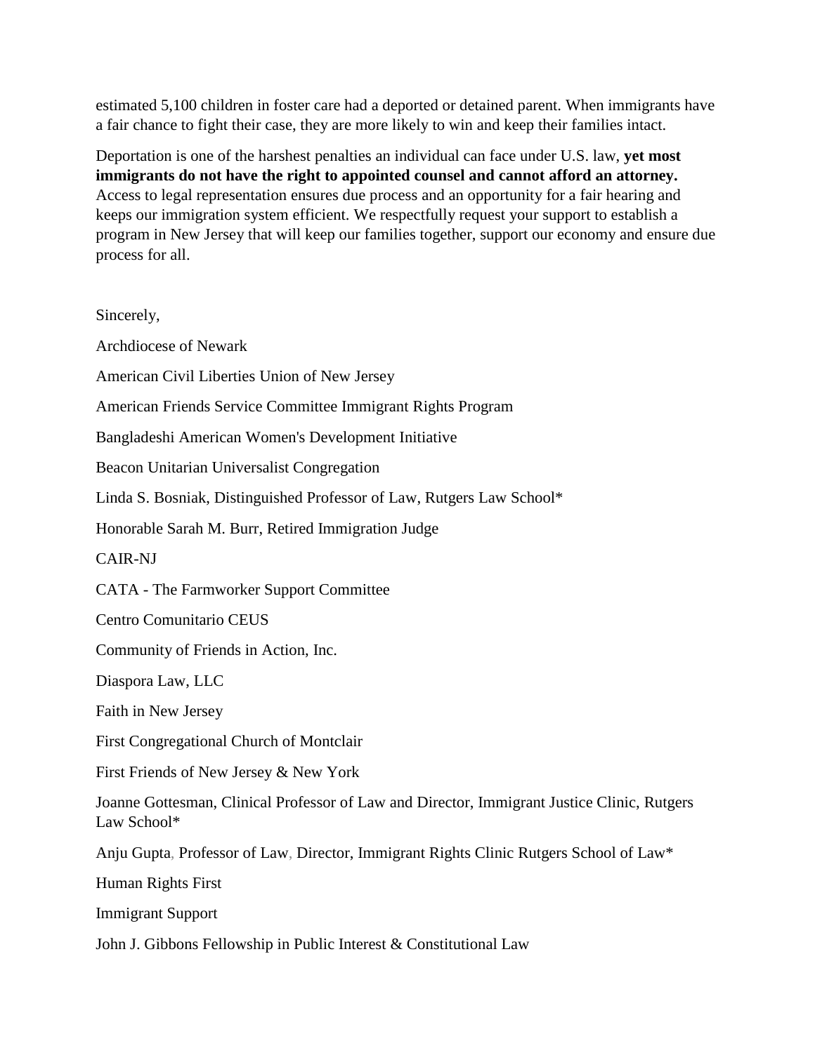estimated 5,100 children in foster care had a deported or detained parent. When immigrants have a fair chance to fight their case, they are more likely to win and keep their families intact.

Deportation is one of the harshest penalties an individual can face under U.S. law, **yet most immigrants do not have the right to appointed counsel and cannot afford an attorney.** Access to legal representation ensures due process and an opportunity for a fair hearing and keeps our immigration system efficient. We respectfully request your support to establish a program in New Jersey that will keep our families together, support our economy and ensure due process for all.

Sincerely,

Archdiocese of Newark

American Civil Liberties Union of New Jersey

American Friends Service Committee Immigrant Rights Program

Bangladeshi American Women's Development Initiative

Beacon Unitarian Universalist Congregation

Linda S. Bosniak, Distinguished Professor of Law, Rutgers Law School*

Honorable Sarah M. Burr, Retired Immigration Judge

CAIR-NJ

CATA - The Farmworker Support Committee

Centro Comunitario CEUS

Community of Friends in Action, Inc.

Diaspora Law, LLC

Faith in New Jersey

First Congregational Church of Montclair

First Friends of New Jersey & New York

Joanne Gottesman, Clinical Professor of Law and Director, Immigrant Justice Clinic, Rutgers Law School*

Anju Gupta, Professor of Law, Director, Immigrant Rights Clinic Rutgers School of Law*

Human Rights First

Immigrant Support

John J. Gibbons Fellowship in Public Interest & Constitutional Law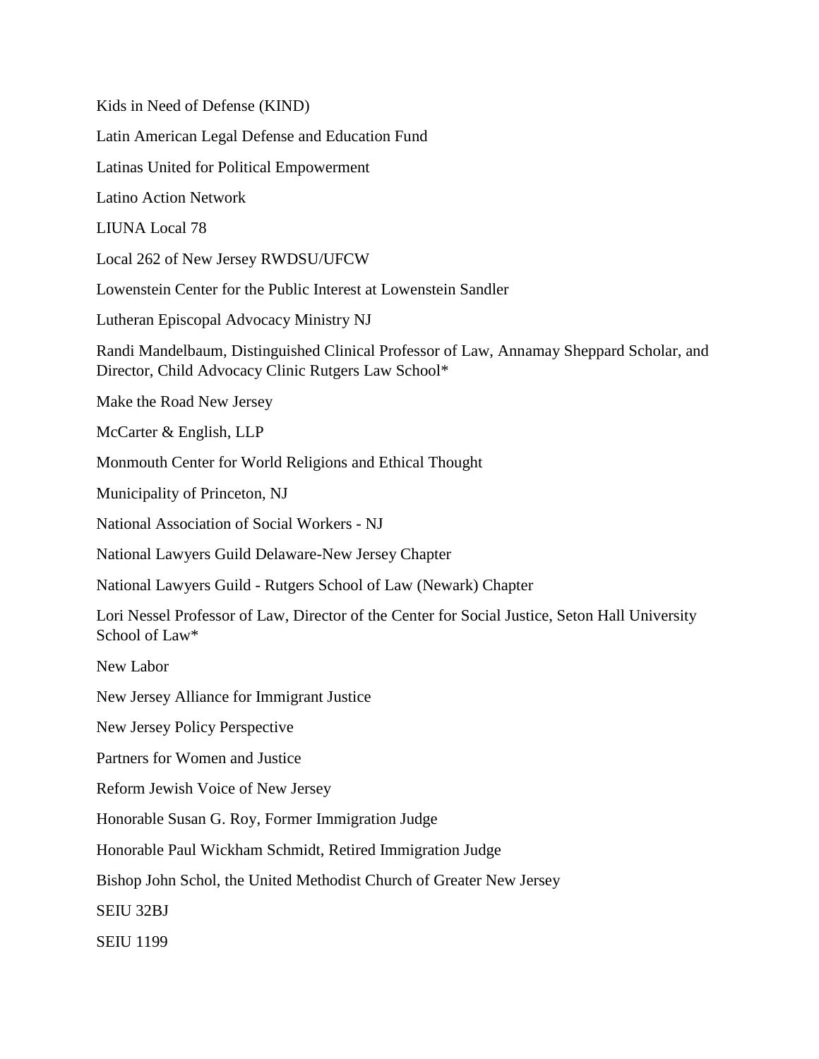Kids in Need of Defense (KIND)

Latin American Legal Defense and Education Fund

Latinas United for Political Empowerment

Latino Action Network

LIUNA Local 78

Local 262 of New Jersey RWDSU/UFCW

Lowenstein Center for the Public Interest at Lowenstein Sandler

Lutheran Episcopal Advocacy Ministry NJ

Randi Mandelbaum, Distinguished Clinical Professor of Law, Annamay Sheppard Scholar, and Director, Child Advocacy Clinic Rutgers Law School*

Make the Road New Jersey

McCarter & English, LLP

Monmouth Center for World Religions and Ethical Thought

Municipality of Princeton, NJ

National Association of Social Workers - NJ

National Lawyers Guild Delaware-New Jersey Chapter

National Lawyers Guild - Rutgers School of Law (Newark) Chapter

Lori Nessel Professor of Law, Director of the Center for Social Justice, Seton Hall University School of Law*

New Labor

New Jersey Alliance for Immigrant Justice

New Jersey Policy Perspective

Partners for Women and Justice

Reform Jewish Voice of New Jersey

Honorable Susan G. Roy, Former Immigration Judge

Honorable Paul Wickham Schmidt, Retired Immigration Judge

Bishop John Schol, the United Methodist Church of Greater New Jersey

SEIU 32BJ

SEIU 1199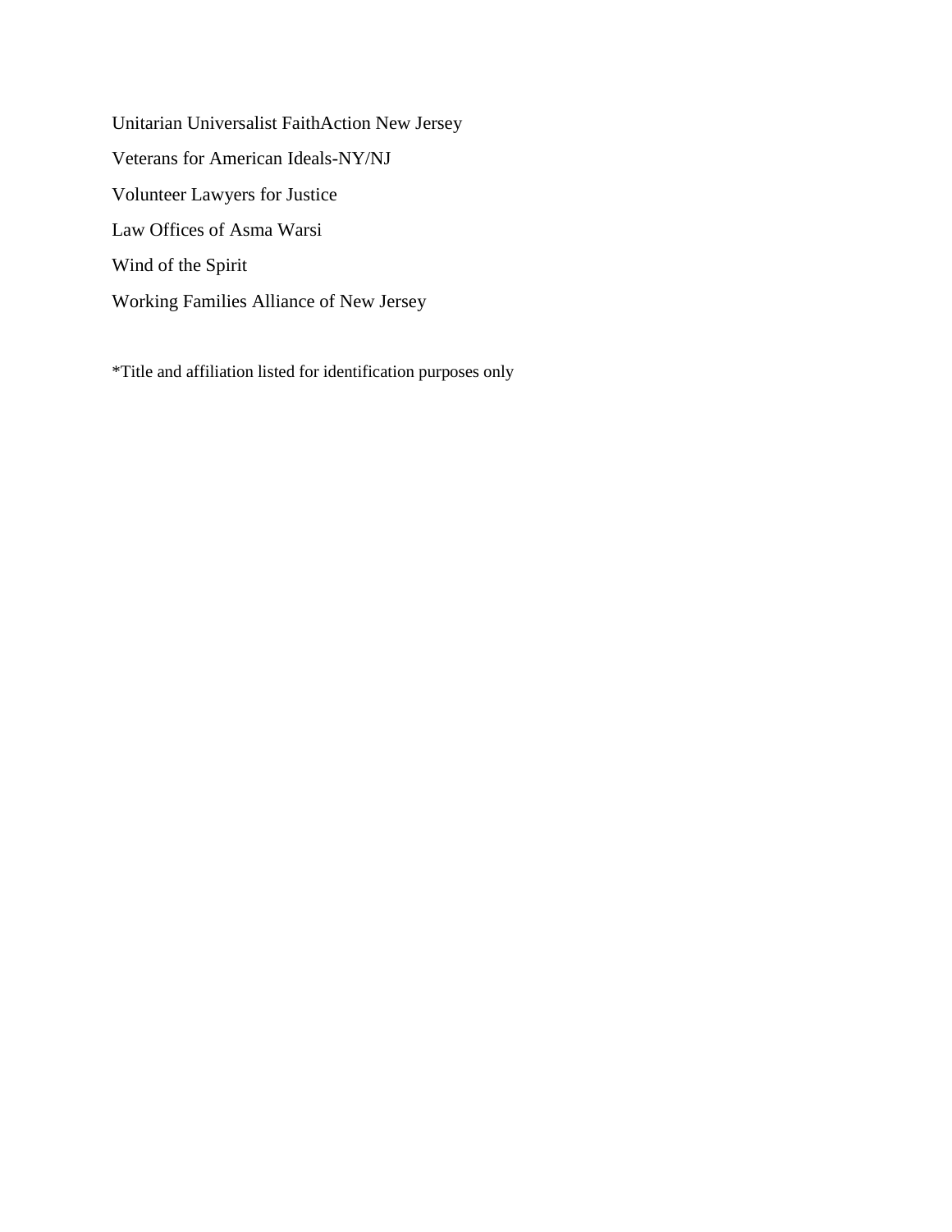Unitarian Universalist FaithAction New Jersey

Veterans for American Ideals-NY/NJ

Volunteer Lawyers for Justice

Law Offices of Asma Warsi

Wind of the Spirit

Working Families Alliance of New Jersey

*Title and affiliation listed for identification purposes only